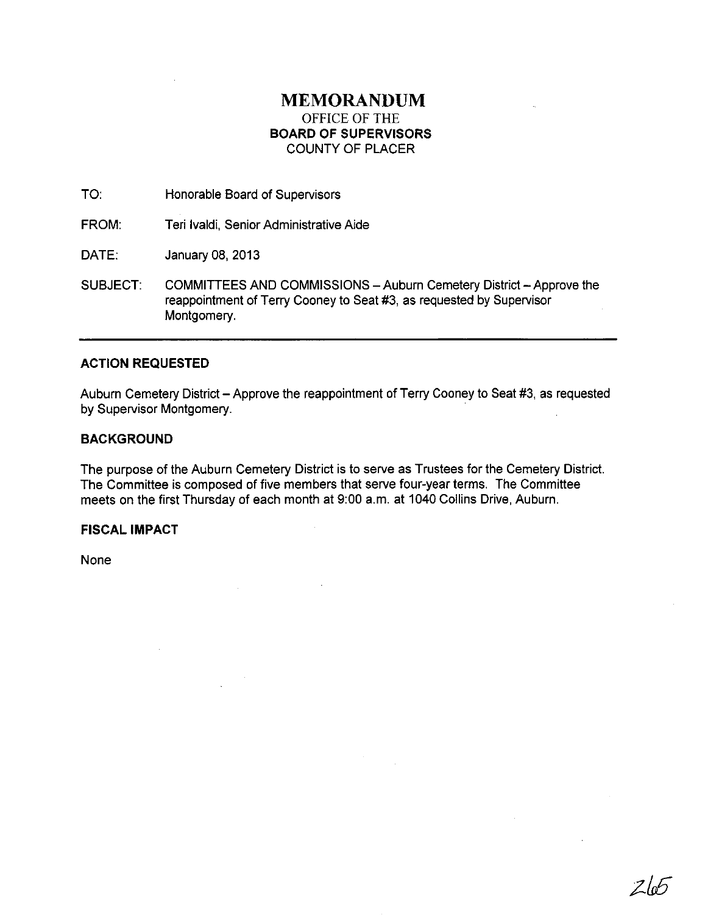# MEMORANDUM

OFFICE OF THE
**BOARD OF SUPERVISORS**
COUNTY OF PLACER

TO: Honorable Board of Supervisors

FROM: Teri Ivaldi, Senior Administrative Aide

DATE: January 08, 2013

SUBJECT: COMMITTEES AND COMMISSIONS – Auburn Cemetery District – Approve the reappointment of Terry Cooney to Seat #3, as requested by Supervisor Montgomery.

---

## ACTION REQUESTED

Auburn Cemetery District – Approve the reappointment of Terry Cooney to Seat #3, as requested by Supervisor Montgomery.

## BACKGROUND

The purpose of the Auburn Cemetery District is to serve as Trustees for the Cemetery District. The Committee is composed of five members that serve four-year terms. The Committee meets on the first Thursday of each month at 9:00 a.m. at 1040 Collins Drive, Auburn.

## FISCAL IMPACT

None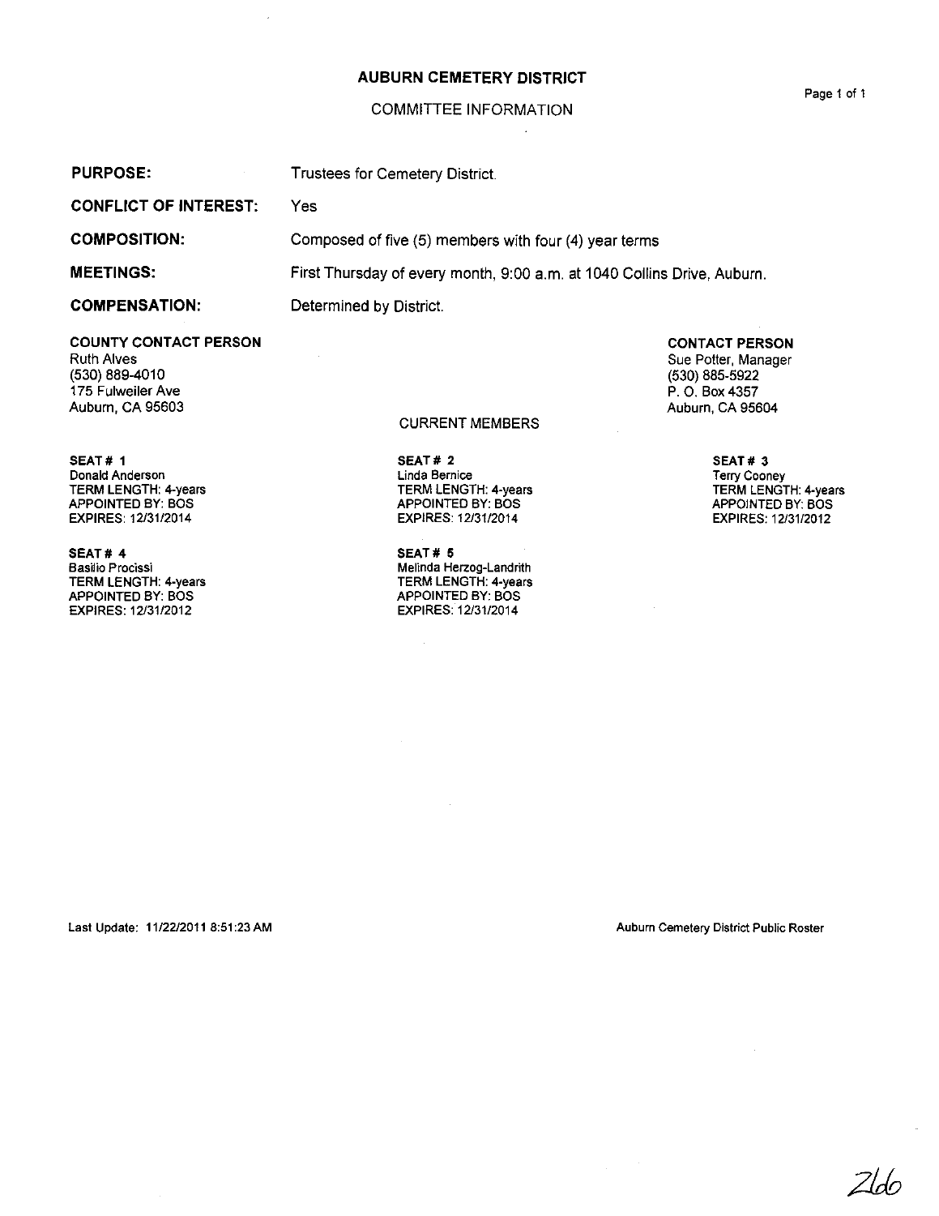# AUBURN CEMETERY DISTRICT

## COMMITTEE INFORMATION

**PURPOSE:** Trustees for Cemetery District.

**CONFLICT OF INTEREST:** Yes

**COMPOSITION:** Composed of five (5) members with four (4) year terms

**MEETINGS:** First Thursday of every month, 9:00 a.m. at 1040 Collins Drive, Auburn.

**COMPENSATION:** Determined by District.

**COUNTY CONTACT PERSON**
Ruth Alves
(530) 889-4010
175 Fulweiler Ave
Auburn, CA 95603

**CONTACT PERSON**
Sue Potter, Manager
(530) 885-5922
P. O. Box 4357
Auburn, CA 95604

### CURRENT MEMBERS

**SEAT # 1**
Donald Anderson
TERM LENGTH: 4-years
APPOINTED BY: BOS
EXPIRES: 12/31/2014

**SEAT # 2**
Linda Bernice
TERM LENGTH: 4-years
APPOINTED BY: BOS
EXPIRES: 12/31/2014

**SEAT # 3**
Terry Cooney
TERM LENGTH: 4-years
APPOINTED BY: BOS
EXPIRES: 12/31/2012

**SEAT # 4**
Basilio Procissi
TERM LENGTH: 4-years
APPOINTED BY: BOS
EXPIRES: 12/31/2012

**SEAT # 5**
Melinda Herzog-Landrith
TERM LENGTH: 4-years
APPOINTED BY: BOS
EXPIRES: 12/31/2014

Last Update: 11/22/2011 8:51:23 AM

Auburn Cemetery District Public Roster